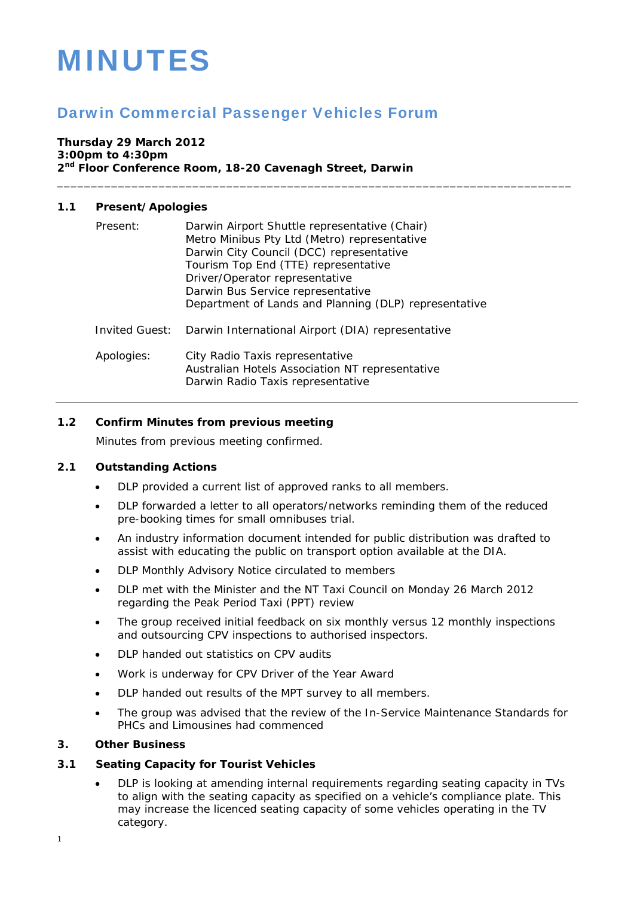# MINUTES

## Darwin Commercial Passenger Vehicles Forum

**Thursday 29 March 2012**
**3:00pm to 4:30pm**
**2nd Floor Conference Room, 18-20 Cavenagh Street, Darwin**

---

### 1.1 Present/Apologies

Present:
- Darwin Airport Shuttle representative (Chair)
- Metro Minibus Pty Ltd (Metro) representative
- Darwin City Council (DCC) representative
- Tourism Top End (TTE) representative
- Driver/Operator representative
- Darwin Bus Service representative
- Department of Lands and Planning (DLP) representative

Invited Guest:
- Darwin International Airport (DIA) representative

Apologies:
- City Radio Taxis representative
- Australian Hotels Association NT representative
- Darwin Radio Taxis representative

---

### 1.2 Confirm Minutes from previous meeting

Minutes from previous meeting confirmed.

### 2.1 Outstanding Actions

- DLP provided a current list of approved ranks to all members.
- DLP forwarded a letter to all operators/networks reminding them of the reduced pre-booking times for small omnibuses trial.
- An industry information document intended for public distribution was drafted to assist with educating the public on transport option available at the DIA.
- DLP Monthly Advisory Notice circulated to members
- DLP met with the Minister and the NT Taxi Council on Monday 26 March 2012 regarding the Peak Period Taxi (PPT) review
- The group received initial feedback on six monthly versus 12 monthly inspections and outsourcing CPV inspections to authorised inspectors.
- DLP handed out statistics on CPV audits
- Work is underway for CPV Driver of the Year Award
- DLP handed out results of the MPT survey to all members.
- The group was advised that the review of the In-Service Maintenance Standards for PHCs and Limousines had commenced

### 3. Other Business

### 3.1 Seating Capacity for Tourist Vehicles

- DLP is looking at amending internal requirements regarding seating capacity in TVs to align with the seating capacity as specified on a vehicle's compliance plate. This may increase the licenced seating capacity of some vehicles operating in the TV category.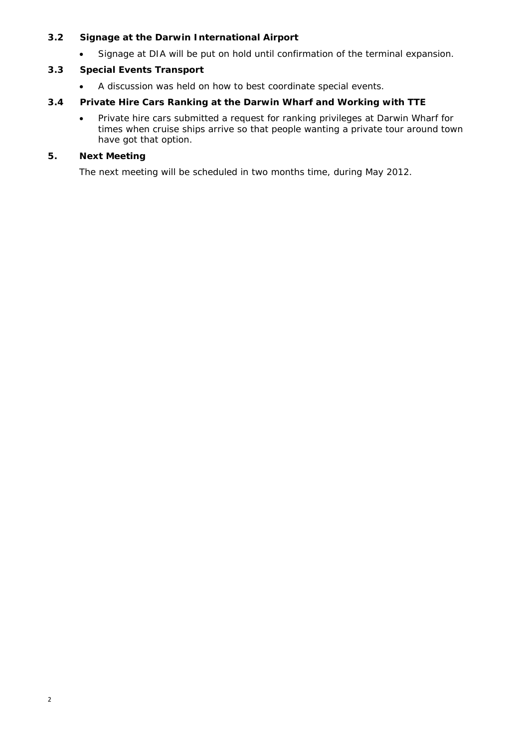### 3.2 Signage at the Darwin International Airport

- Signage at DIA will be put on hold until confirmation of the terminal expansion.

### 3.3 Special Events Transport

- A discussion was held on how to best coordinate special events.

### 3.4 Private Hire Cars Ranking at the Darwin Wharf and Working with TTE

- Private hire cars submitted a request for ranking privileges at Darwin Wharf for times when cruise ships arrive so that people wanting a private tour around town have got that option.

## 5. Next Meeting

The next meeting will be scheduled in two months time, during May 2012.